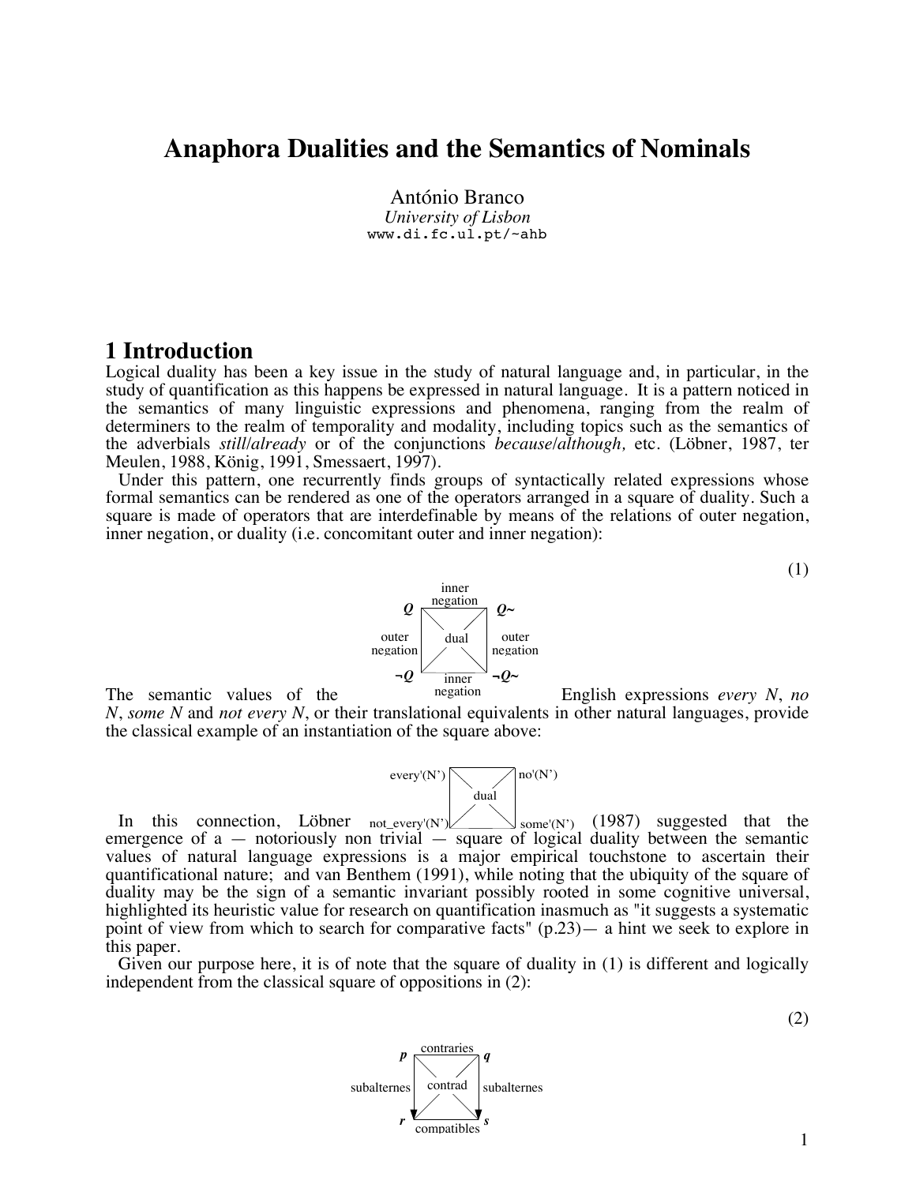# Anaphora Dualities and the Semantics of Nominals

António Branco
*University of Lisbon*
www.di.fc.ul.pt/~ahb

## 1 Introduction

Logical duality has been a key issue in the study of natural language and, in particular, in the study of quantification as this happens be expressed in natural language. It is a pattern noticed in the semantics of many linguistic expressions and phenomena, ranging from the realm of determiners to the realm of temporality and modality, including topics such as the semantics of the adverbials *still*/*already* or of the conjunctions *because*/*although,* etc. (Löbner, 1987, ter Meulen, 1988, König, 1991, Smessaert, 1997).

Under this pattern, one recurrently finds groups of syntactically related expressions whose formal semantics can be rendered as one of the operators arranged in a square of duality. Such a square is made of operators that are interdefinable by means of the relations of outer negation, inner negation, or duality (i.e. concomitant outer and inner negation):

(1)

| | inner negation | |
|---|---|---|
| ***Q*** | | ***Q~*** |
| outer negation | dual | outer negation |
| ***¬Q*** | | ***¬Q~*** |
| | inner negation | |

The semantic values of the English expressions *every N*, *no N*, *some N* and *not every N*, or their translational equivalents in other natural languages, provide the classical example of an instantiation of the square above:

| every'(N') | | no'(N') |
|---|---|---|
| | dual | |
| not_every'(N') | | some'(N') |

In this connection, Löbner (1987) suggested that the emergence of a — notoriously non trivial — square of logical duality between the semantic values of natural language expressions is a major empirical touchstone to ascertain their quantificational nature; and van Benthem (1991), while noting that the ubiquity of the square of duality may be the sign of a semantic invariant possibly rooted in some cognitive universal, highlighted its heuristic value for research on quantification inasmuch as "it suggests a systematic point of view from which to search for comparative facts" (p.23)— a hint we seek to explore in this paper.

Given our purpose here, it is of note that the square of duality in (1) is different and logically independent from the classical square of oppositions in (2):

(2)

| | contraries | |
|---|---|---|
| ***p*** | | ***q*** |
| subalternes | contrad | subalternes |
| ***r*** | | ***s*** |
| | compatibles | |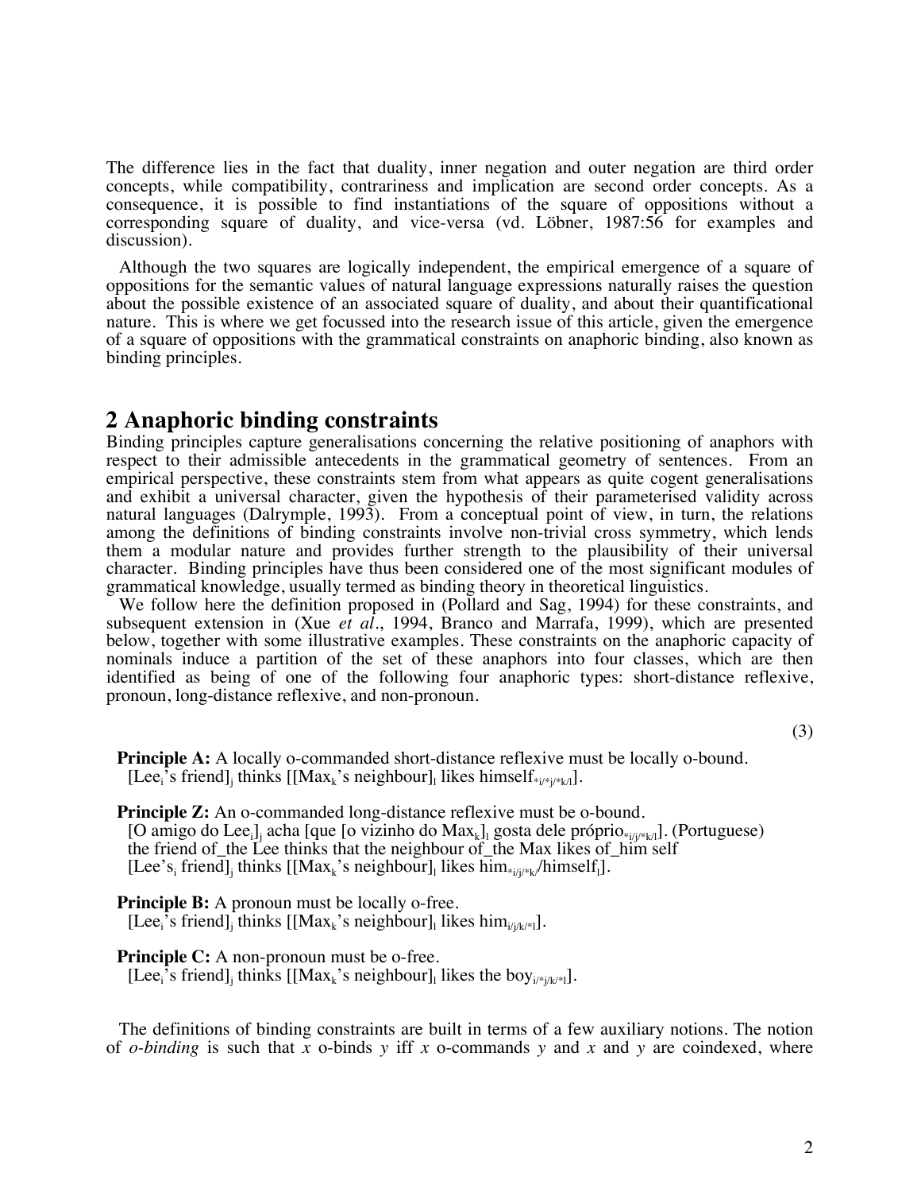The difference lies in the fact that duality, inner negation and outer negation are third order concepts, while compatibility, contrariness and implication are second order concepts. As a consequence, it is possible to find instantiations of the square of oppositions without a corresponding square of duality, and vice-versa (vd. Löbner, 1987:56 for examples and discussion).

Although the two squares are logically independent, the empirical emergence of a square of oppositions for the semantic values of natural language expressions naturally raises the question about the possible existence of an associated square of duality, and about their quantificational nature. This is where we get focussed into the research issue of this article, given the emergence of a square of oppositions with the grammatical constraints on anaphoric binding, also known as binding principles.

## 2 Anaphoric binding constraints

Binding principles capture generalisations concerning the relative positioning of anaphors with respect to their admissible antecedents in the grammatical geometry of sentences. From an empirical perspective, these constraints stem from what appears as quite cogent generalisations and exhibit a universal character, given the hypothesis of their parameterised validity across natural languages (Dalrymple, 1993). From a conceptual point of view, in turn, the relations among the definitions of binding constraints involve non-trivial cross symmetry, which lends them a modular nature and provides further strength to the plausibility of their universal character. Binding principles have thus been considered one of the most significant modules of grammatical knowledge, usually termed as binding theory in theoretical linguistics.

We follow here the definition proposed in (Pollard and Sag, 1994) for these constraints, and subsequent extension in (Xue *et al*., 1994, Branco and Marrafa, 1999), which are presented below, together with some illustrative examples. These constraints on the anaphoric capacity of nominals induce a partition of the set of these anaphors into four classes, which are then identified as being of one of the following four anaphoric types: short-distance reflexive, pronoun, long-distance reflexive, and non-pronoun.

(3)

**Principle A:** A locally o-commanded short-distance reflexive must be locally o-bound.
[Lee$_i$'s friend]$_j$ thinks [[Max$_k$'s neighbour]$_l$ likes himself$_{*i/*j/*k/l}$].

**Principle Z:** An o-commanded long-distance reflexive must be o-bound.
[O amigo do Lee$_i$]$_j$ acha [que [o vizinho do Max$_k$]$_l$ gosta dele próprio$_{*i/j/*k/l}$]. (Portuguese)
the friend of_the Lee thinks that the neighbour of_the Max likes of_him self
[Lee's$_i$ friend]$_j$ thinks [[Max$_k$'s neighbour]$_l$ likes him$_{*i/j/*k}$/himself$_l$].

**Principle B:** A pronoun must be locally o-free.
[Lee$_i$'s friend]$_j$ thinks [[Max$_k$'s neighbour]$_l$ likes him$_{i/j/k/*l}$].

**Principle C:** A non-pronoun must be o-free.
[Lee$_i$'s friend]$_j$ thinks [[Max$_k$'s neighbour]$_l$ likes the boy$_{i/*j/k/*l}$].

The definitions of binding constraints are built in terms of a few auxiliary notions. The notion of *o-binding* is such that *x* o-binds *y* iff *x* o-commands *y* and *x* and *y* are coindexed, where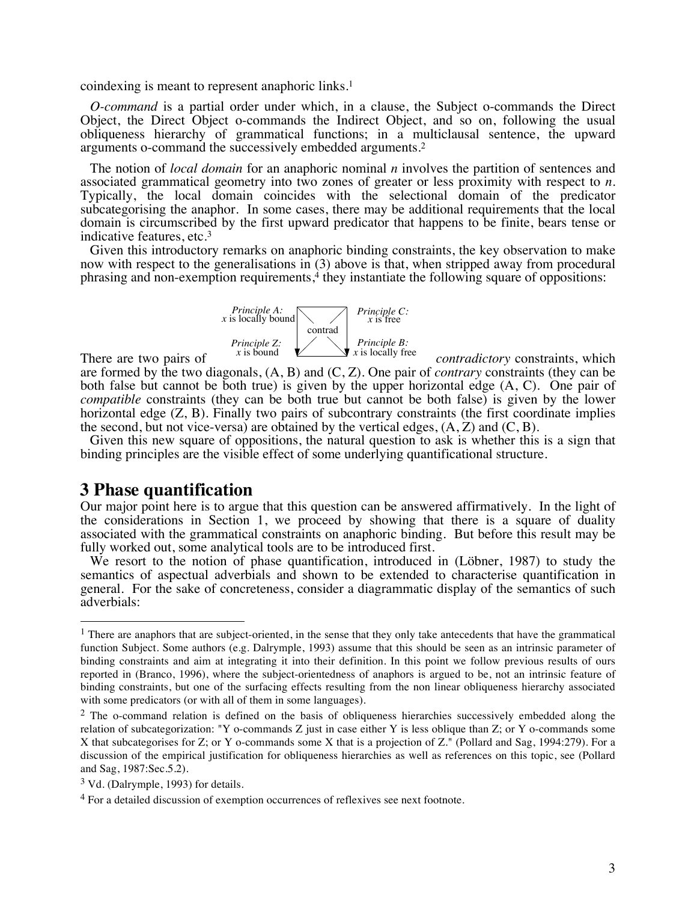coindexing is meant to represent anaphoric links.[1]

*O-command* is a partial order under which, in a clause, the Subject o-commands the Direct Object, the Direct Object o-commands the Indirect Object, and so on, following the usual obliqueness hierarchy of grammatical functions; in a multiclausal sentence, the upward arguments o-command the successively embedded arguments.[2]

The notion of *local domain* for an anaphoric nominal *n* involves the partition of sentences and associated grammatical geometry into two zones of greater or less proximity with respect to *n*. Typically, the local domain coincides with the selectional domain of the predicator subcategorising the anaphor. In some cases, there may be additional requirements that the local domain is circumscribed by the first upward predicator that happens to be finite, bears tense or indicative features, etc.[3]

Given this introductory remarks on anaphoric binding constraints, the key observation to make now with respect to the generalisations in (3) above is that, when stripped away from procedural phrasing and non-exemption requirements,[4] they instantiate the following square of oppositions:

*Principle A:* $x$ is locally bound — *Principle C:* $x$ is free

contrad

*Principle Z:* $x$ is bound — *Principle B:* $x$ is locally free

There are two pairs of *contradictory* constraints, which are formed by the two diagonals, (A, B) and (C, Z). One pair of *contrary* constraints (they can be both false but cannot be both true) is given by the upper horizontal edge (A, C). One pair of *compatible* constraints (they can be both true but cannot be both false) is given by the lower horizontal edge (Z, B). Finally two pairs of subcontrary constraints (the first coordinate implies the second, but not vice-versa) are obtained by the vertical edges, (A, Z) and (C, B).

Given this new square of oppositions, the natural question to ask is whether this is a sign that binding principles are the visible effect of some underlying quantificational structure.

# 3 Phase quantification

Our major point here is to argue that this question can be answered affirmatively. In the light of the considerations in Section 1, we proceed by showing that there is a square of duality associated with the grammatical constraints on anaphoric binding. But before this result may be fully worked out, some analytical tools are to be introduced first.

We resort to the notion of phase quantification, introduced in (Löbner, 1987) to study the semantics of aspectual adverbials and shown to be extended to characterise quantification in general. For the sake of concreteness, consider a diagrammatic display of the semantics of such adverbials:

---

[1] There are anaphors that are subject-oriented, in the sense that they only take antecedents that have the grammatical function Subject. Some authors (e.g. Dalrymple, 1993) assume that this should be seen as an intrinsic parameter of binding constraints and aim at integrating it into their definition. In this point we follow previous results of ours reported in (Branco, 1996), where the subject-orientedness of anaphors is argued to be, not an intrinsic feature of binding constraints, but one of the surfacing effects resulting from the non linear obliqueness hierarchy associated with some predicators (or with all of them in some languages).

[2] The o-command relation is defined on the basis of obliqueness hierarchies successively embedded along the relation of subcategorization: "Y o-commands Z just in case either Y is less oblique than Z; or Y o-commands some X that subcategorises for Z; or Y o-commands some X that is a projection of Z." (Pollard and Sag, 1994:279). For a discussion of the empirical justification for obliqueness hierarchies as well as references on this topic, see (Pollard and Sag, 1987:Sec.5.2).

[3] Vd. (Dalrymple, 1993) for details.

[4] For a detailed discussion of exemption occurrences of reflexives see next footnote.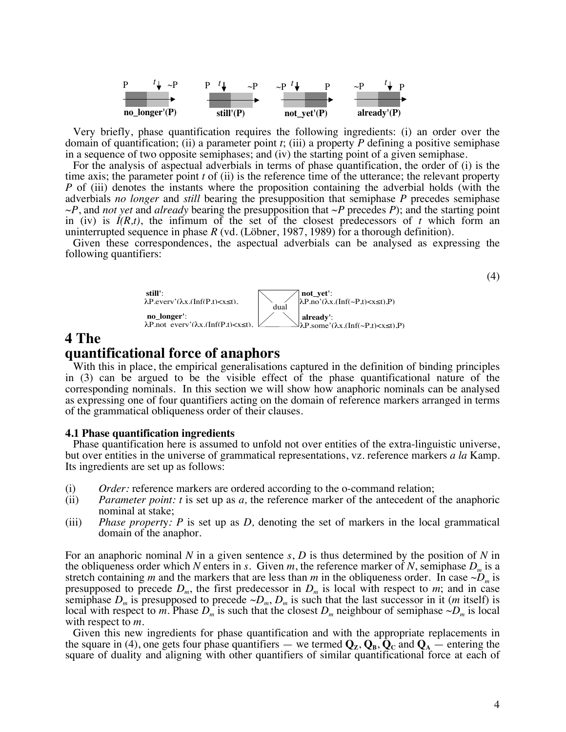P $t$ ~P P $t$ ~P ~P $t$ P ~P $t$ P

**no_longer'(P)** **still'(P)** **not_yet'(P)** **already'(P)**

Very briefly, phase quantification requires the following ingredients: (i) an order over the domain of quantification; (ii) a parameter point $t$; (iii) a property $P$ defining a positive semiphase in a sequence of two opposite semiphases; and (iv) the starting point of a given semiphase.

For the analysis of aspectual adverbials in terms of phase quantification, the order of (i) is the time axis; the parameter point $t$ of (ii) is the reference time of the utterance; the relevant property $P$ of (iii) denotes the instants where the proposition containing the adverbial holds (with the adverbials *no longer* and *still* bearing the presupposition that semiphase $P$ precedes semiphase $\sim P$, and *not yet* and *already* bearing the presupposition that $\sim P$ precedes $P$); and the starting point in (iv) is $I(R,t)$, the infimum of the set of the closest predecessors of $t$ which form an uninterrupted sequence in phase $R$ (vd. (Löbner, 1987, 1989) for a thorough definition).

Given these correspondences, the aspectual adverbials can be analysed as expressing the following quantifiers:

(4)

**still'**: $\lambda P.\text{every'}(\lambda x.(\text{Inf}(P,t)<x\leq t),$

**no_longer'**: $\lambda P.\text{not every'}(\lambda x.(\text{Inf}(P,t)<x\leq t),$

dual

**not_yet'**: $\lambda P.\text{no'}(\lambda x.(\text{Inf}(\sim P,t)<x\leq t),P)$

**already'**: $\lambda P.\text{some'}(\lambda x.(\text{Inf}(\sim P,t)<x\leq t),P)$

# 4 The quantificational force of anaphors

With this in place, the empirical generalisations captured in the definition of binding principles in (3) can be argued to be the visible effect of the phase quantificational nature of the corresponding nominals. In this section we will show how anaphoric nominals can be analysed as expressing one of four quantifiers acting on the domain of reference markers arranged in terms of the grammatical obliqueness order of their clauses.

### 4.1 Phase quantification ingredients

Phase quantification here is assumed to unfold not over entities of the extra-linguistic universe, but over entities in the universe of grammatical representations, vz. reference markers *a la* Kamp. Its ingredients are set up as follows:

(i) *Order:* reference markers are ordered according to the o-command relation;
(ii) *Parameter point:* $t$ is set up as $a$, the reference marker of the antecedent of the anaphoric nominal at stake;
(iii) *Phase property:* $P$ is set up as $D$, denoting the set of markers in the local grammatical domain of the anaphor.

For an anaphoric nominal $N$ in a given sentence $s$, $D$ is thus determined by the position of $N$ in the obliqueness order which $N$ enters in $s$. Given $m$, the reference marker of $N$, semiphase $D_m$ is a stretch containing $m$ and the markers that are less than $m$ in the obliqueness order. In case $\sim D_m$ is presupposed to precede $D_m$, the first predecessor in $D_m$ is local with respect to $m$; and in case semiphase $D_m$ is presupposed to precede $\sim D_m$, $D_m$ is such that the last successor in it ($m$ itself) is local with respect to $m$. Phase $D_m$ is such that the closest $D_m$ neighbour of semiphase $\sim D_m$ is local with respect to $m$.

Given this new ingredients for phase quantification and with the appropriate replacements in the square in (4), one gets four phase quantifiers — we termed $\mathbf{Q_Z}$, $\mathbf{Q_B}$, $\mathbf{Q_C}$ and $\mathbf{Q_A}$ — entering the square of duality and aligning with other quantifiers of similar quantificational force at each of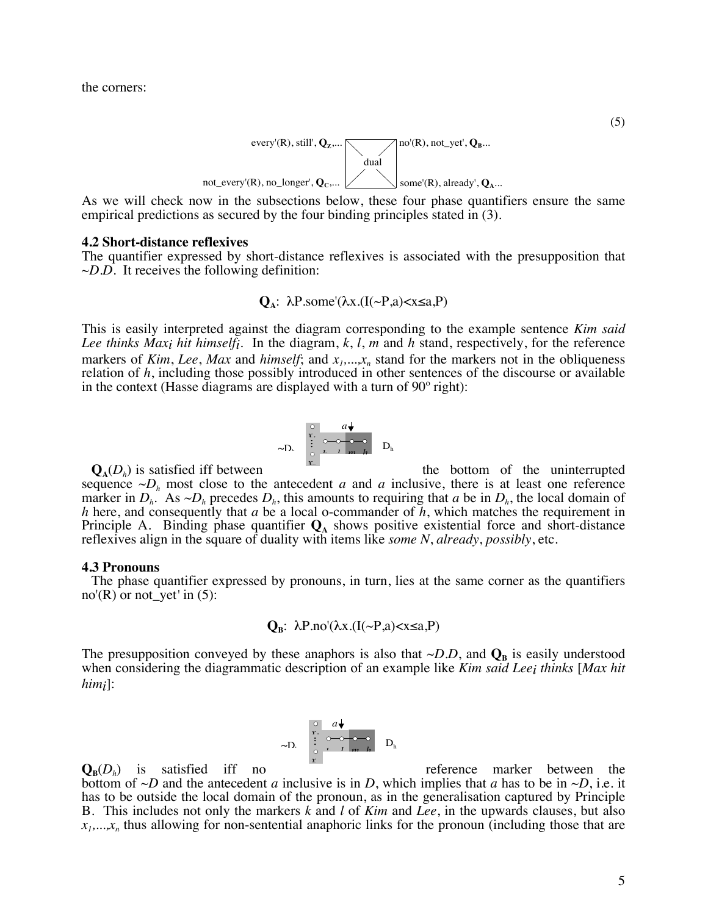the corners:

(5)

every'(R), still', $\mathbf{Q_Z}$,... no'(R), not_yet', $\mathbf{Q_B}$...

dual

not_every'(R), no_longer', $\mathbf{Q_C}$,... some'(R), already', $\mathbf{Q_A}$...

As we will check now in the subsections below, these four phase quantifiers ensure the same empirical predictions as secured by the four binding principles stated in (3).

### 4.2 Short-distance reflexives

The quantifier expressed by short-distance reflexives is associated with the presupposition that $\sim D.D$. It receives the following definition:

$$\mathbf{Q_A}\text{: } \lambda P.\text{some}'(\lambda x.(I(\sim P,a)<x\leq a,P)$$

This is easily interpreted against the diagram corresponding to the example sentence *Kim said Lee thinks Max$_i$ hit himself$_i$*. In the diagram, $k$, $l$, $m$ and $h$ stand, respectively, for the reference markers of *Kim*, *Lee*, *Max* and *himself*; and $x_1,...,x_n$ stand for the markers not in the obliqueness relation of $h$, including those possibly introduced in other sentences of the discourse or available in the context (Hasse diagrams are displayed with a turn of 90º right):

$\mathbf{Q_A}(D_h)$ is satisfied iff between the bottom of the uninterrupted sequence $\sim D_h$ most close to the antecedent $a$ and $a$ inclusive, there is at least one reference marker in $D_h$. As $\sim D_h$ precedes $D_h$, this amounts to requiring that $a$ be in $D_h$, the local domain of $h$ here, and consequently that $a$ be a local o-commander of $h$, which matches the requirement in Principle A. Binding phase quantifier $\mathbf{Q_A}$ shows positive existential force and short-distance reflexives align in the square of duality with items like *some N*, *already*, *possibly*, etc.

### 4.3 Pronouns

The phase quantifier expressed by pronouns, in turn, lies at the same corner as the quantifiers no'(R) or not_yet' in (5):

$$\mathbf{Q_B}\text{: } \lambda P.\text{no}'(\lambda x.(I(\sim P,a)<x\leq a,P)$$

The presupposition conveyed by these anaphors is also that $\sim D.D$, and $\mathbf{Q_B}$ is easily understood when considering the diagrammatic description of an example like *Kim said Lee$_i$ thinks* [*Max hit him$_i$*]:

$\mathbf{Q_B}(D_h)$ is satisfied iff no reference marker between the bottom of $\sim D$ and the antecedent $a$ inclusive is in $D$, which implies that $a$ has to be in $\sim D$, i.e. it has to be outside the local domain of the pronoun, as in the generalisation captured by Principle B. This includes not only the markers $k$ and $l$ of *Kim* and *Lee*, in the upwards clauses, but also $x_1,...,x_n$ thus allowing for non-sentential anaphoric links for the pronoun (including those that are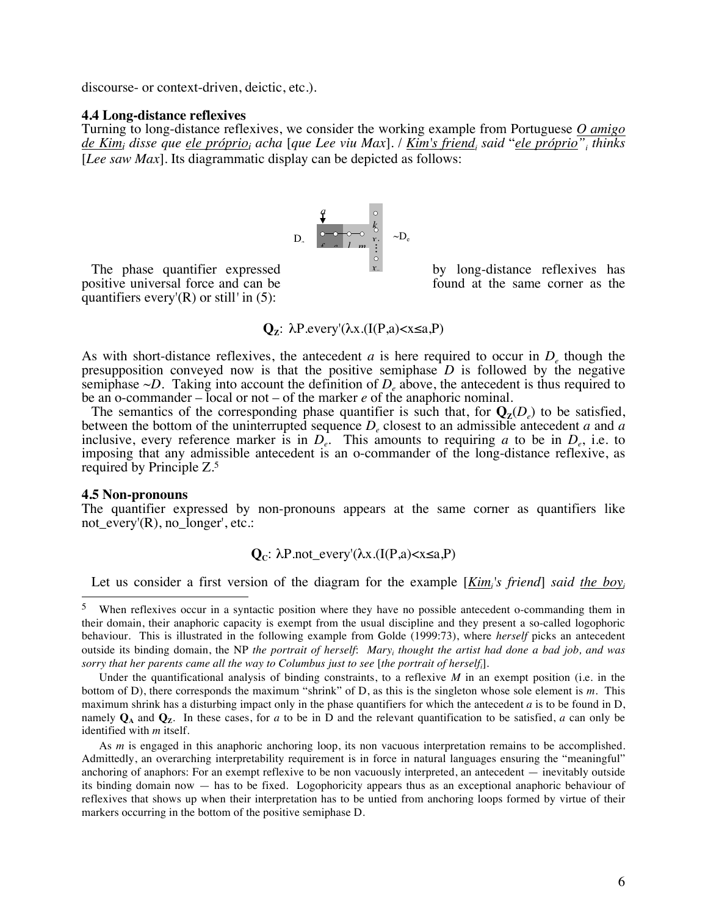discourse- or context-driven, deictic, etc.).

### 4.4 Long-distance reflexives

Turning to long-distance reflexives, we consider the working example from Portuguese <u>*O amigo de Kim*$_i$</u> *disse que* <u>*ele próprio*$_i$</u> *acha* [*que Lee viu Max*]. / <u>*Kim's friend*$_i$</u> *said* "<u>*ele próprio*</u>"$_i$ *thinks* [*Lee saw Max*]. Its diagrammatic display can be depicted as follows:

The phase quantifier expressed by long-distance reflexives has positive universal force and can be found at the same corner as the quantifiers every'(R) or still' in (5):

$$\mathbf{Q_Z}\text{: } \lambda P.\text{every}'(\lambda x.(I(P,a)<x\leq a,P)$$

As with short-distance reflexives, the antecedent $a$ is here required to occur in $D_e$ though the presupposition conveyed now is that the positive semiphase $D$ is followed by the negative semiphase $\sim D$. Taking into account the definition of $D_e$ above, the antecedent is thus required to be an o-commander – local or not – of the marker $e$ of the anaphoric nominal.

The semantics of the corresponding phase quantifier is such that, for $\mathbf{Q_Z}(D_e)$ to be satisfied, between the bottom of the uninterrupted sequence $D_e$ closest to an admissible antecedent $a$ and $a$ inclusive, every reference marker is in $D_e$. This amounts to requiring $a$ to be in $D_e$, i.e. to imposing that any admissible antecedent is an o-commander of the long-distance reflexive, as required by Principle Z.[5]

### 4.5 Non-pronouns

The quantifier expressed by non-pronouns appears at the same corner as quantifiers like not_every'(R), no_longer', etc.:

$$\mathbf{Q_C}\text{: } \lambda P.\text{not\_every}'(\lambda x.(I(P,a)<x\leq a,P)$$

Let us consider a first version of the diagram for the example [<u>*Kim*$_i$</u>*'s friend*] *said* <u>*the boy*$_i$</u>

---

[5] When reflexives occur in a syntactic position where they have no possible antecedent o-commanding them in their domain, their anaphoric capacity is exempt from the usual discipline and they present a so-called logophoric behaviour. This is illustrated in the following example from Golde (1999:73), where *herself* picks an antecedent outside its binding domain, the NP *the portrait of herself*: *Mary*$_i$ *thought the artist had done a bad job, and was sorry that her parents came all the way to Columbus just to see* [*the portrait of herself*$_i$].

Under the quantificational analysis of binding constraints, to a reflexive $M$ in an exempt position (i.e. in the bottom of D), there corresponds the maximum "shrink" of D, as this is the singleton whose sole element is $m$. This maximum shrink has a disturbing impact only in the phase quantifiers for which the antecedent $a$ is to be found in D, namely $\mathbf{Q_A}$ and $\mathbf{Q_Z}$. In these cases, for $a$ to be in D and the relevant quantification to be satisfied, $a$ can only be identified with $m$ itself.

As $m$ is engaged in this anaphoric anchoring loop, its non vacuous interpretation remains to be accomplished. Admittedly, an overarching interpretability requirement is in force in natural languages ensuring the "meaningful" anchoring of anaphors: For an exempt reflexive to be non vacuously interpreted, an antecedent — inevitably outside its binding domain now — has to be fixed. Logophoricity appears thus as an exceptional anaphoric behaviour of reflexives that shows up when their interpretation has to be untied from anchoring loops formed by virtue of their markers occurring in the bottom of the positive semiphase D.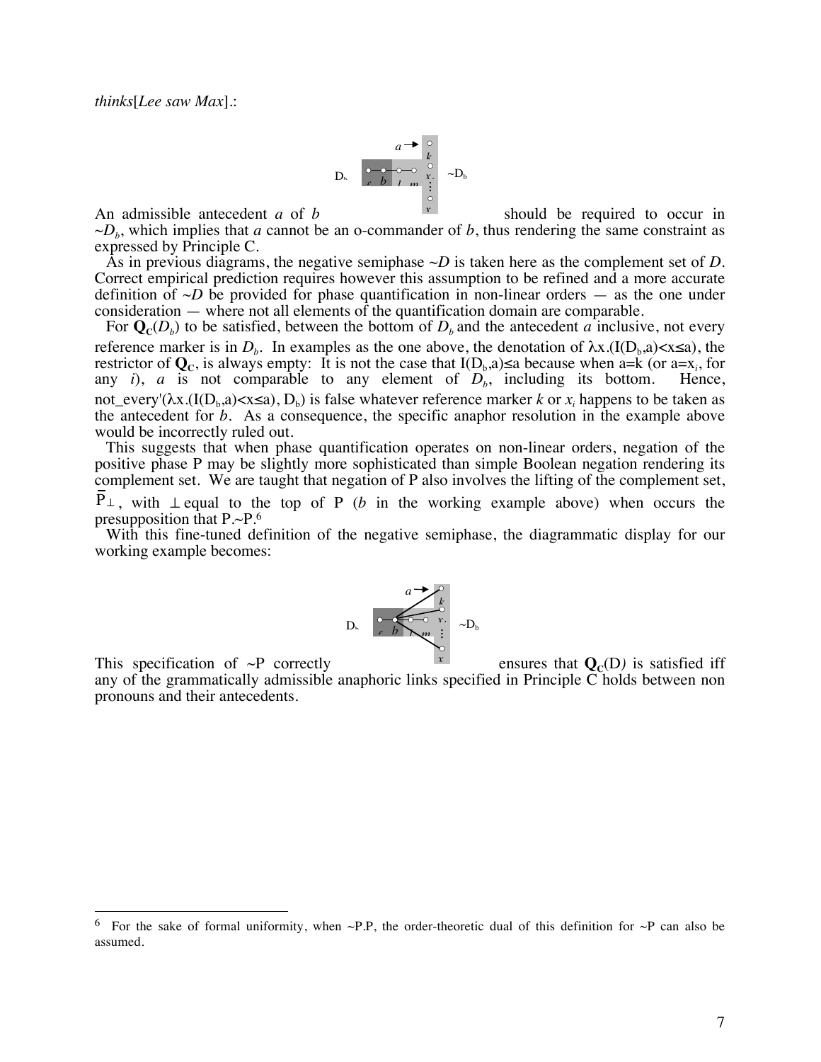*thinks*[*Lee saw Max*].:

An admissible antecedent *a* of *b* should be required to occur in $\sim D_b$, which implies that *a* cannot be an o-commander of *b*, thus rendering the same constraint as expressed by Principle C.

As in previous diagrams, the negative semiphase $\sim D$ is taken here as the complement set of *D*. Correct empirical prediction requires however this assumption to be refined and a more accurate definition of $\sim D$ be provided for phase quantification in non-linear orders — as the one under consideration — where not all elements of the quantification domain are comparable.

For $\mathbf{Q}_C(D_b)$ to be satisfied, between the bottom of $D_b$ and the antecedent *a* inclusive, not every reference marker is in $D_b$. In examples as the one above, the denotation of $\lambda x.(I(D_b,a)<x\leq a)$, the restrictor of $\mathbf{Q}_C$, is always empty: It is not the case that $I(D_b,a)\leq a$ because when a=k (or $a=x_i$, for any *i*), *a* is not comparable to any element of $D_b$, including its bottom. Hence, not_every'($\lambda x.(I(D_b,a)<x\leq a)$, $D_b$) is false whatever reference marker *k* or $x_i$ happens to be taken as the antecedent for *b*. As a consequence, the specific anaphor resolution in the example above would be incorrectly ruled out.

This suggests that when phase quantification operates on non-linear orders, negation of the positive phase P may be slightly more sophisticated than simple Boolean negation rendering its complement set. We are taught that negation of P also involves the lifting of the complement set, $\overline{P}_\perp$, with $\perp$ equal to the top of P (*b* in the working example above) when occurs the presupposition that P.~P.[6]

With this fine-tuned definition of the negative semiphase, the diagrammatic display for our working example becomes:

This specification of ~P correctly ensures that $\mathbf{Q}_C(D)$ is satisfied iff any of the grammatically admissible anaphoric links specified in Principle C holds between non pronouns and their antecedents.

---

[6] For the sake of formal uniformity, when ~P.P, the order-theoretic dual of this definition for ~P can also be assumed.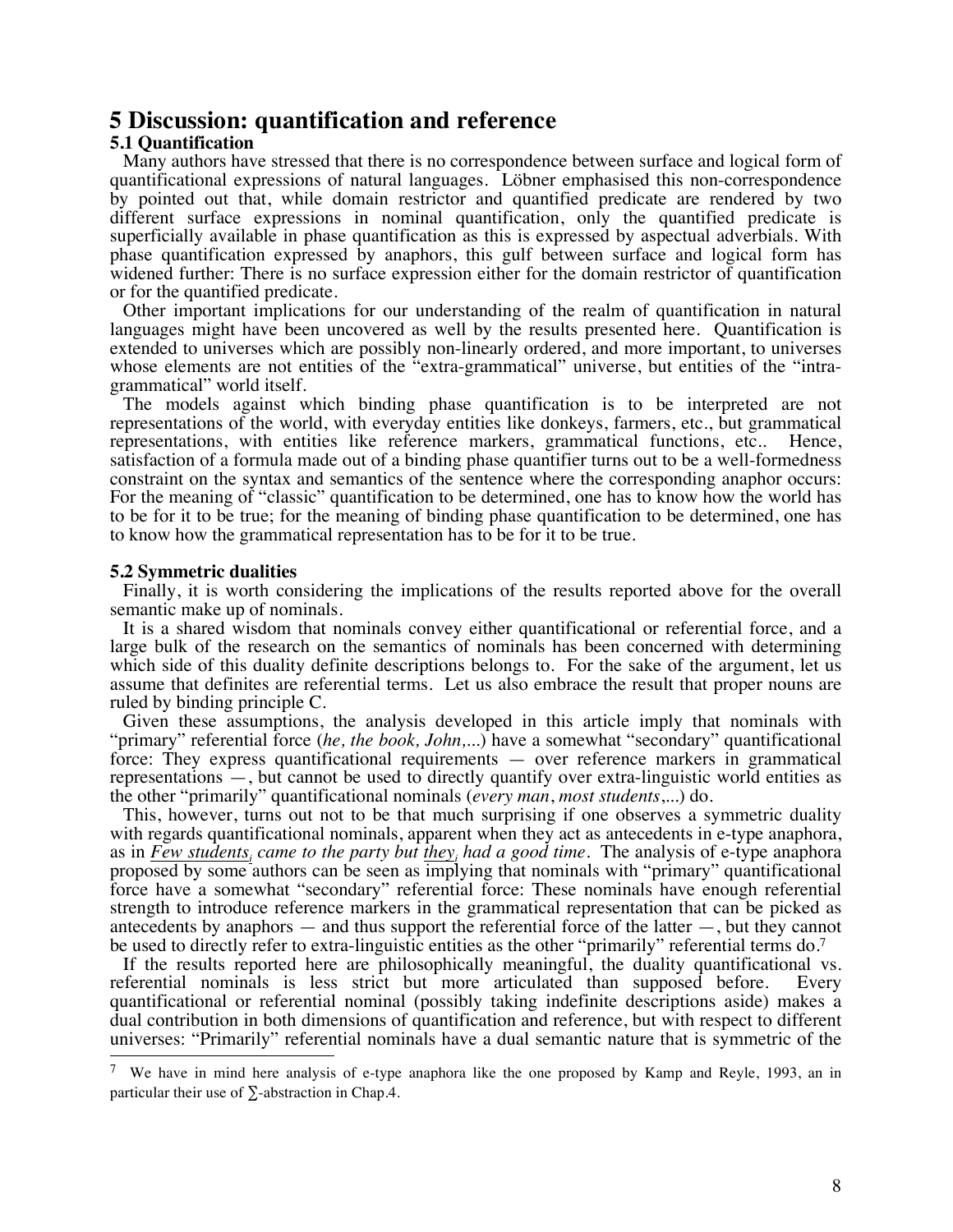# 5 Discussion: quantification and reference

### 5.1 Quantification

Many authors have stressed that there is no correspondence between surface and logical form of quantificational expressions of natural languages. Löbner emphasised this non-correspondence by pointed out that, while domain restrictor and quantified predicate are rendered by two different surface expressions in nominal quantification, only the quantified predicate is superficially available in phase quantification as this is expressed by aspectual adverbials. With phase quantification expressed by anaphors, this gulf between surface and logical form has widened further: There is no surface expression either for the domain restrictor of quantification or for the quantified predicate.

Other important implications for our understanding of the realm of quantification in natural languages might have been uncovered as well by the results presented here. Quantification is extended to universes which are possibly non-linearly ordered, and more important, to universes whose elements are not entities of the "extra-grammatical" universe, but entities of the "intra-grammatical" world itself.

The models against which binding phase quantification is to be interpreted are not representations of the world, with everyday entities like donkeys, farmers, etc., but grammatical representations, with entities like reference markers, grammatical functions, etc.. Hence, satisfaction of a formula made out of a binding phase quantifier turns out to be a well-formedness constraint on the syntax and semantics of the sentence where the corresponding anaphor occurs: For the meaning of "classic" quantification to be determined, one has to know how the world has to be for it to be true; for the meaning of binding phase quantification to be determined, one has to know how the grammatical representation has to be for it to be true.

### 5.2 Symmetric dualities

Finally, it is worth considering the implications of the results reported above for the overall semantic make up of nominals.

It is a shared wisdom that nominals convey either quantificational or referential force, and a large bulk of the research on the semantics of nominals has been concerned with determining which side of this duality definite descriptions belongs to. For the sake of the argument, let us assume that definites are referential terms. Let us also embrace the result that proper nouns are ruled by binding principle C.

Given these assumptions, the analysis developed in this article imply that nominals with "primary" referential force (*he, the book, John,...*) have a somewhat "secondary" quantificational force: They express quantificational requirements — over reference markers in grammatical representations —, but cannot be used to directly quantify over extra-linguistic world entities as the other "primarily" quantificational nominals (*every man*, *most students*,...) do.

This, however, turns out not to be that much surprising if one observes a symmetric duality with regards quantificational nominals, apparent when they act as antecedents in e-type anaphora, as in *Few students$_i$ came to the party but they$_i$ had a good time*. The analysis of e-type anaphora proposed by some authors can be seen as implying that nominals with "primary" quantificational force have a somewhat "secondary" referential force: These nominals have enough referential strength to introduce reference markers in the grammatical representation that can be picked as antecedents by anaphors — and thus support the referential force of the latter —, but they cannot be used to directly refer to extra-linguistic entities as the other "primarily" referential terms do.[7]

If the results reported here are philosophically meaningful, the duality quantificational vs. referential nominals is less strict but more articulated than supposed before. Every quantificational or referential nominal (possibly taking indefinite descriptions aside) makes a dual contribution in both dimensions of quantification and reference, but with respect to different universes: "Primarily" referential nominals have a dual semantic nature that is symmetric of the

[7] We have in mind here analysis of e-type anaphora like the one proposed by Kamp and Reyle, 1993, an in particular their use of $\sum$-abstraction in Chap.4.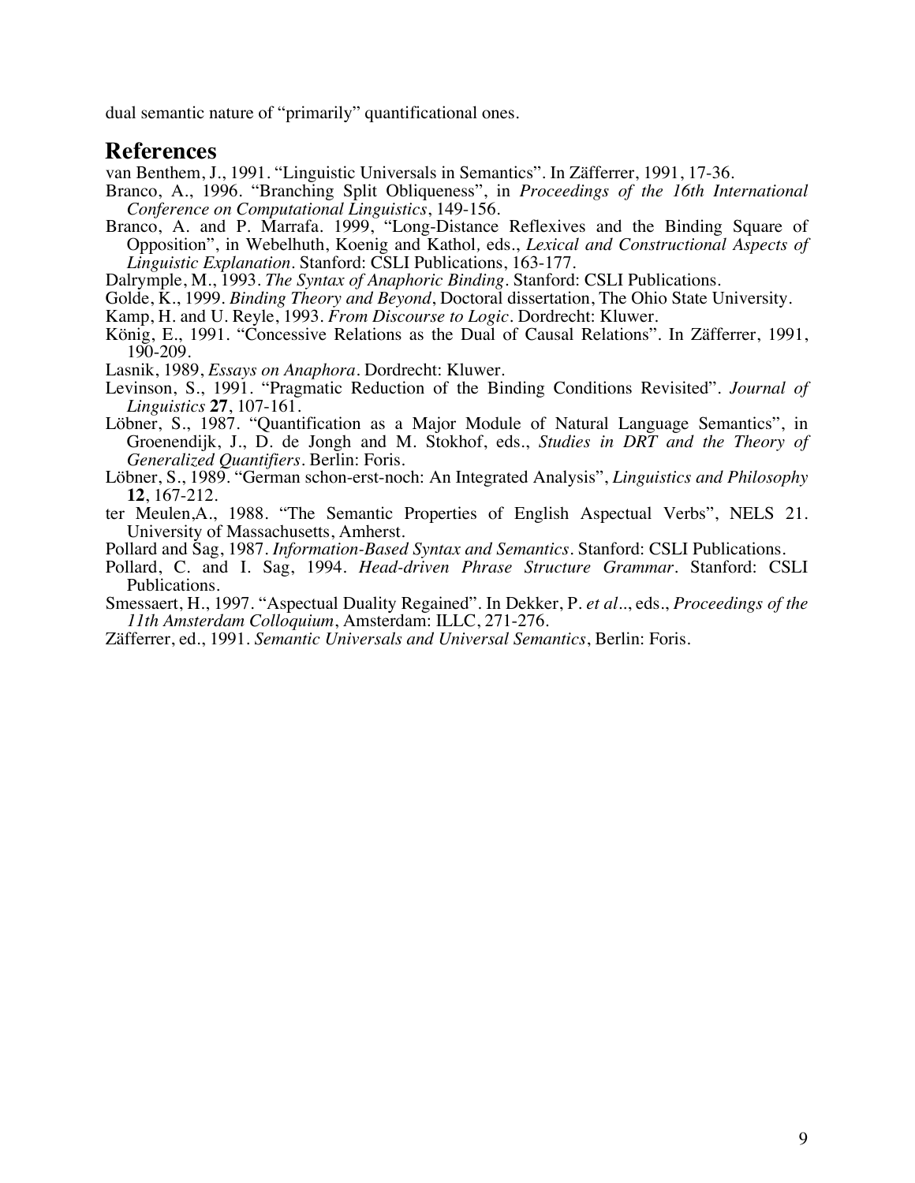dual semantic nature of "primarily" quantificational ones.

## References

van Benthem, J., 1991. "Linguistic Universals in Semantics". In Zäfferrer, 1991, 17-36.

Branco, A., 1996. "Branching Split Obliqueness", in *Proceedings of the 16th International Conference on Computational Linguistics*, 149-156.

Branco, A. and P. Marrafa. 1999, "Long-Distance Reflexives and the Binding Square of Opposition", in Webelhuth, Koenig and Kathol, eds., *Lexical and Constructional Aspects of Linguistic Explanation*. Stanford: CSLI Publications, 163-177.

Dalrymple, M., 1993. *The Syntax of Anaphoric Binding*. Stanford: CSLI Publications.

Golde, K., 1999. *Binding Theory and Beyond*, Doctoral dissertation, The Ohio State University.

Kamp, H. and U. Reyle, 1993. *From Discourse to Logic*. Dordrecht: Kluwer.

König, E., 1991. "Concessive Relations as the Dual of Causal Relations". In Zäfferrer, 1991, 190-209.

Lasnik, 1989, *Essays on Anaphora*. Dordrecht: Kluwer.

Levinson, S., 1991. "Pragmatic Reduction of the Binding Conditions Revisited". *Journal of Linguistics* **27**, 107-161.

Löbner, S., 1987. "Quantification as a Major Module of Natural Language Semantics", in Groenendijk, J., D. de Jongh and M. Stokhof, eds., *Studies in DRT and the Theory of Generalized Quantifiers*. Berlin: Foris.

Löbner, S., 1989. "German schon-erst-noch: An Integrated Analysis", *Linguistics and Philosophy* **12**, 167-212.

ter Meulen,A., 1988. "The Semantic Properties of English Aspectual Verbs", NELS 21. University of Massachusetts, Amherst.

Pollard and Sag, 1987. *Information-Based Syntax and Semantics*. Stanford: CSLI Publications.

Pollard, C. and I. Sag, 1994. *Head-driven Phrase Structure Grammar*. Stanford: CSLI Publications.

Smessaert, H., 1997. "Aspectual Duality Regained". In Dekker, P. *et al.*., eds., *Proceedings of the 11th Amsterdam Colloquium*, Amsterdam: ILLC, 271-276.

Zäfferrer, ed., 1991. *Semantic Universals and Universal Semantics*, Berlin: Foris.